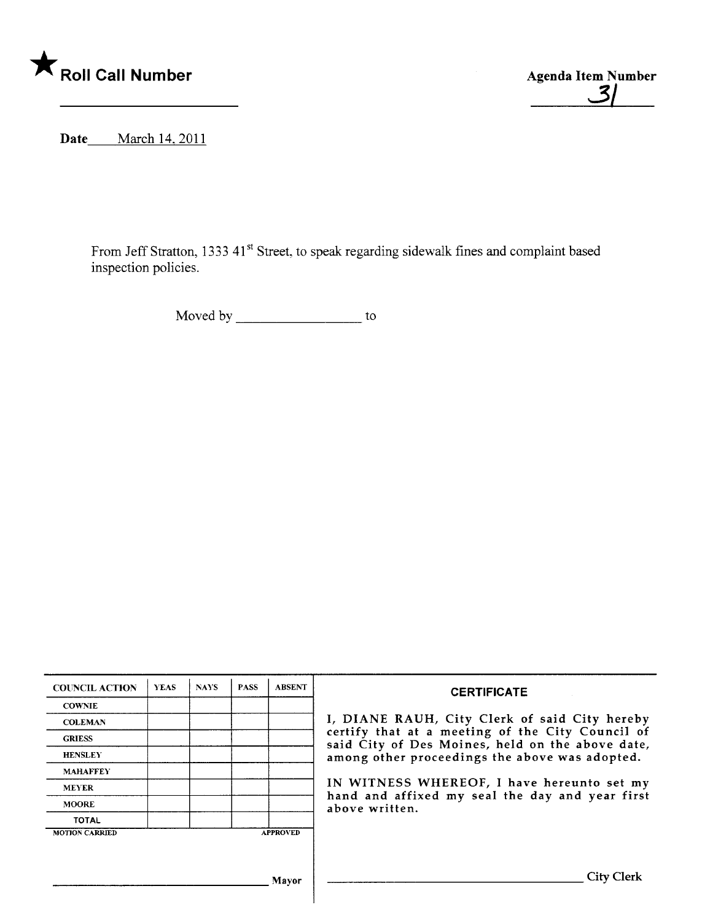★ **Roll Call Number**

**Agenda Item Number**
31

**Date** March 14, 2011

From Jeff Stratton, 1333 41st Street, to speak regarding sidewalk fines and complaint based inspection policies.

Moved by ________________ to

| COUNCIL ACTION | YEAS | NAYS | PASS | ABSENT |
|---|---|---|---|---|
| COWNIE | | | | |
| COLEMAN | | | | |
| GRIESS | | | | |
| HENSLEY | | | | |
| MAHAFFEY | | | | |
| MEYER | | | | |
| MOORE | | | | |
| TOTAL | | | | |

MOTION CARRIED APPROVED

________________________________ Mayor

**CERTIFICATE**

I, DIANE RAUH, City Clerk of said City hereby certify that at a meeting of the City Council of said City of Des Moines, held on the above date, among other proceedings the above was adopted.

IN WITNESS WHEREOF, I have hereunto set my hand and affixed my seal the day and year first above written.

________________________________ City Clerk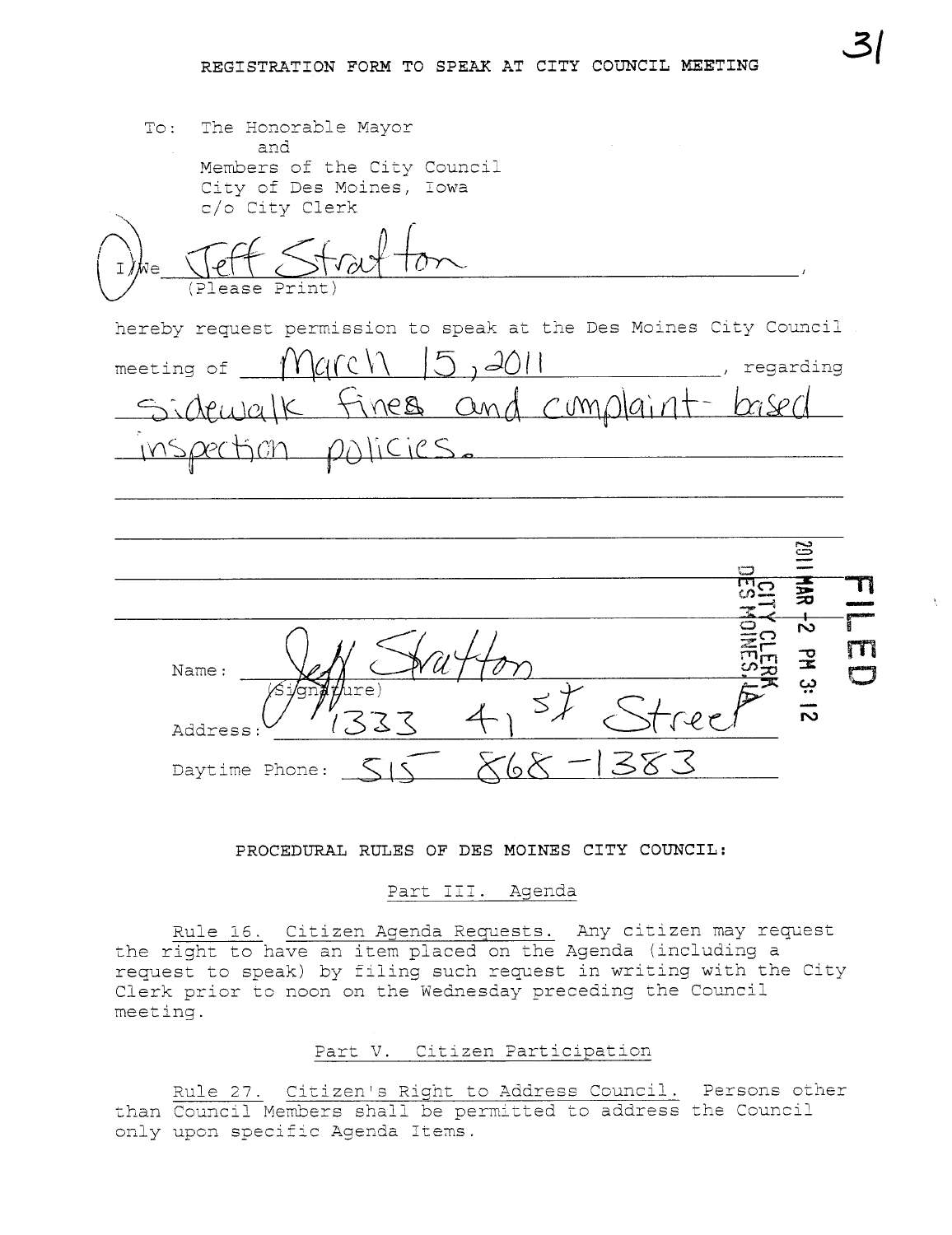## REGISTRATION FORM TO SPEAK AT CITY COUNCIL MEETING

To: The Honorable Mayor
and
Members of the City Council
City of Des Moines, Iowa
c/o City Clerk

I/We Jeff Stratton,
(Please Print)

hereby request permission to speak at the Des Moines City Council meeting of March 15, 2011, regarding sidewalk fines and complaint-based inspection policies.

FILED
2011 MAR -2 PM 3:12
CITY CLERK
DES MOINES, IA

Name: Jeff Stratton
(Signature)

Address: 1333 41st Street

Daytime Phone: 515 868-1383

### PROCEDURAL RULES OF DES MOINES CITY COUNCIL:

Part III. Agenda

Rule 16. Citizen Agenda Requests. Any citizen may request the right to have an item placed on the Agenda (including a request to speak) by filing such request in writing with the City Clerk prior to noon on the Wednesday preceding the Council meeting.

Part V. Citizen Participation

Rule 27. Citizen's Right to Address Council. Persons other than Council Members shall be permitted to address the Council only upon specific Agenda Items.